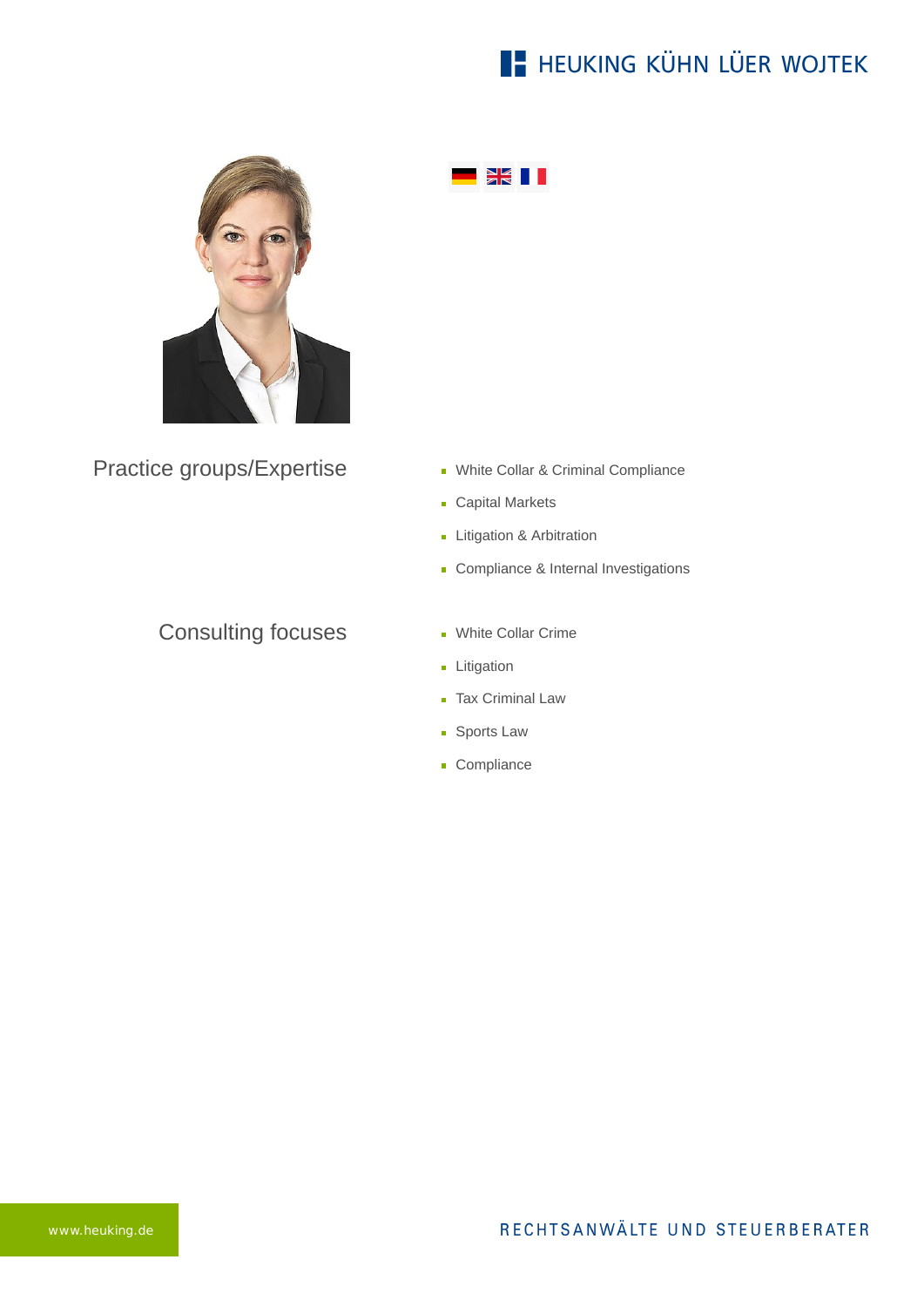HEUKING KÜHN LÜER WOJTEK

## Practice groups/Expertise

- White Collar & Criminal Compliance
- Capital Markets
- Litigation & Arbitration
- Compliance & Internal Investigations

## Consulting focuses

- White Collar Crime
- Litigation
- Tax Criminal Law
- Sports Law
- Compliance

www.heuking.de

RECHTSANWÄLTE UND STEUERBERATER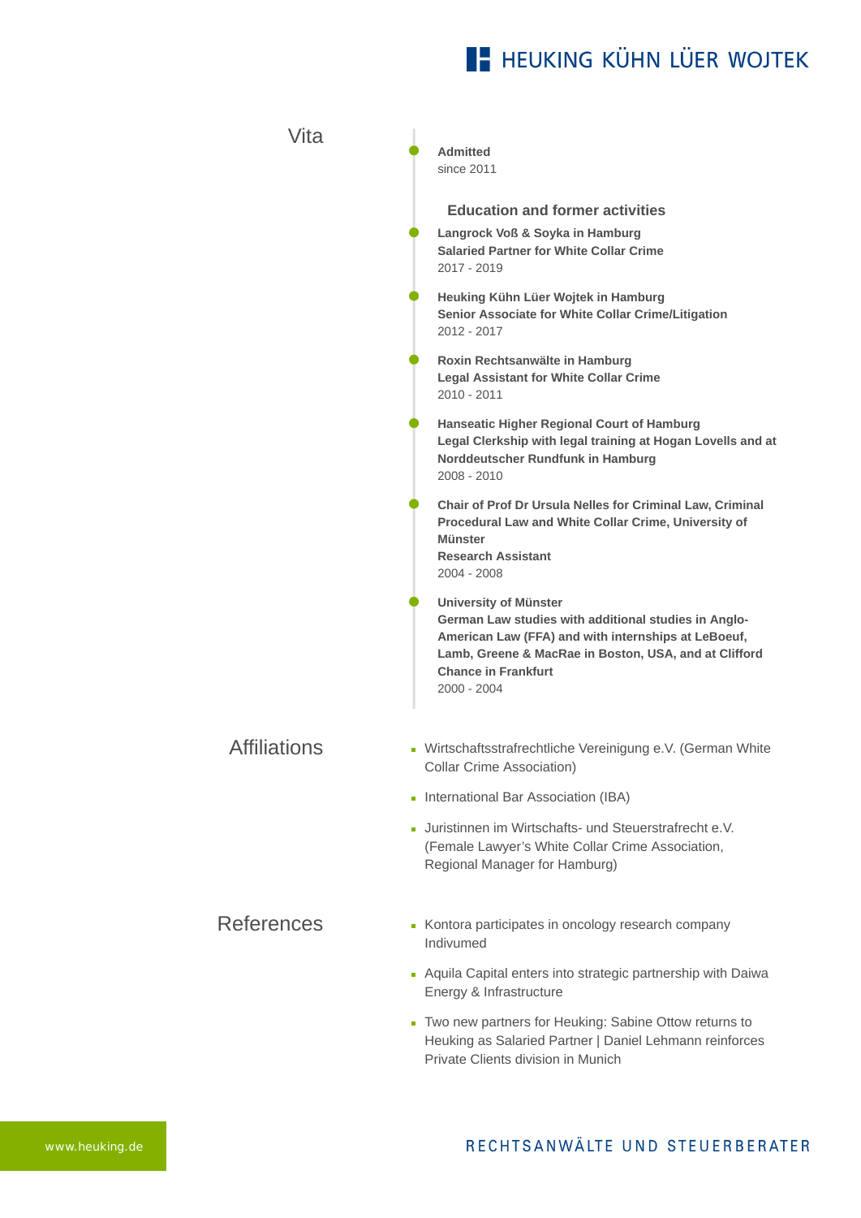## Vita

**Admitted**
since 2011

### Education and former activities

**Langrock Voß & Soyka in Hamburg**
**Salaried Partner for White Collar Crime**
2017 - 2019

**Heuking Kühn Lüer Wojtek in Hamburg**
**Senior Associate for White Collar Crime/Litigation**
2012 - 2017

**Roxin Rechtsanwälte in Hamburg**
**Legal Assistant for White Collar Crime**
2010 - 2011

**Hanseatic Higher Regional Court of Hamburg**
**Legal Clerkship with legal training at Hogan Lovells and at Norddeutscher Rundfunk in Hamburg**
2008 - 2010

**Chair of Prof Dr Ursula Nelles for Criminal Law, Criminal Procedural Law and White Collar Crime, University of Münster**
**Research Assistant**
2004 - 2008

**University of Münster**
**German Law studies with additional studies in Anglo-American Law (FFA) and with internships at LeBoeuf, Lamb, Greene & MacRae in Boston, USA, and at Clifford Chance in Frankfurt**
2000 - 2004

## Affiliations

- Wirtschaftsstrafrechtliche Vereinigung e.V. (German White Collar Crime Association)
- International Bar Association (IBA)
- Juristinnen im Wirtschafts- und Steuerstrafrecht e.V. (Female Lawyer's White Collar Crime Association, Regional Manager for Hamburg)

## References

- Kontora participates in oncology research company Indivumed
- Aquila Capital enters into strategic partnership with Daiwa Energy & Infrastructure
- Two new partners for Heuking: Sabine Ottow returns to Heuking as Salaried Partner | Daniel Lehmann reinforces Private Clients division in Munich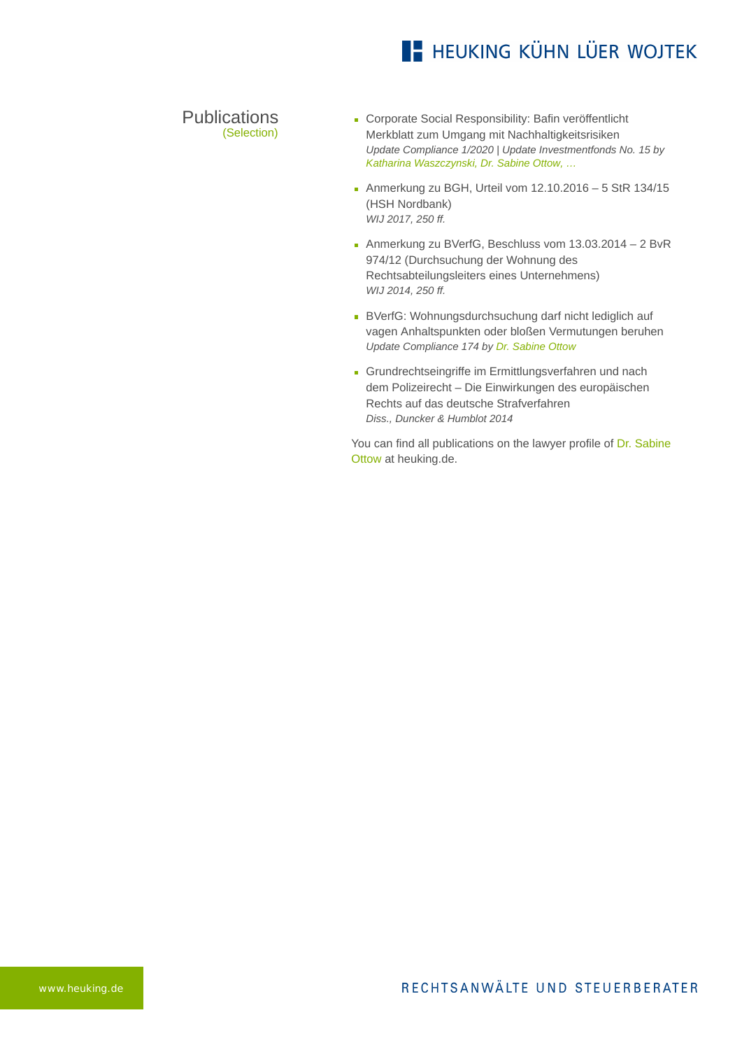## Publications
(Selection)

- Corporate Social Responsibility: Bafin veröffentlicht Merkblatt zum Umgang mit Nachhaltigkeitsrisiken
  *Update Compliance 1/2020 | Update Investmentfonds No. 15 by Katharina Waszczynski, Dr. Sabine Ottow, ...*
- Anmerkung zu BGH, Urteil vom 12.10.2016 – 5 StR 134/15 (HSH Nordbank)
  *WIJ 2017, 250 ff.*
- Anmerkung zu BVerfG, Beschluss vom 13.03.2014 – 2 BvR 974/12 (Durchsuchung der Wohnung des Rechtsabteilungsleiters eines Unternehmens)
  *WIJ 2014, 250 ff.*
- BVerfG: Wohnungsdurchsuchung darf nicht lediglich auf vagen Anhaltspunkten oder bloßen Vermutungen beruhen
  *Update Compliance 174 by Dr. Sabine Ottow*
- Grundrechtseingriffe im Ermittlungsverfahren und nach dem Polizeirecht – Die Einwirkungen des europäischen Rechts auf das deutsche Strafverfahren
  *Diss., Duncker & Humblot 2014*

You can find all publications on the lawyer profile of Dr. Sabine Ottow at heuking.de.